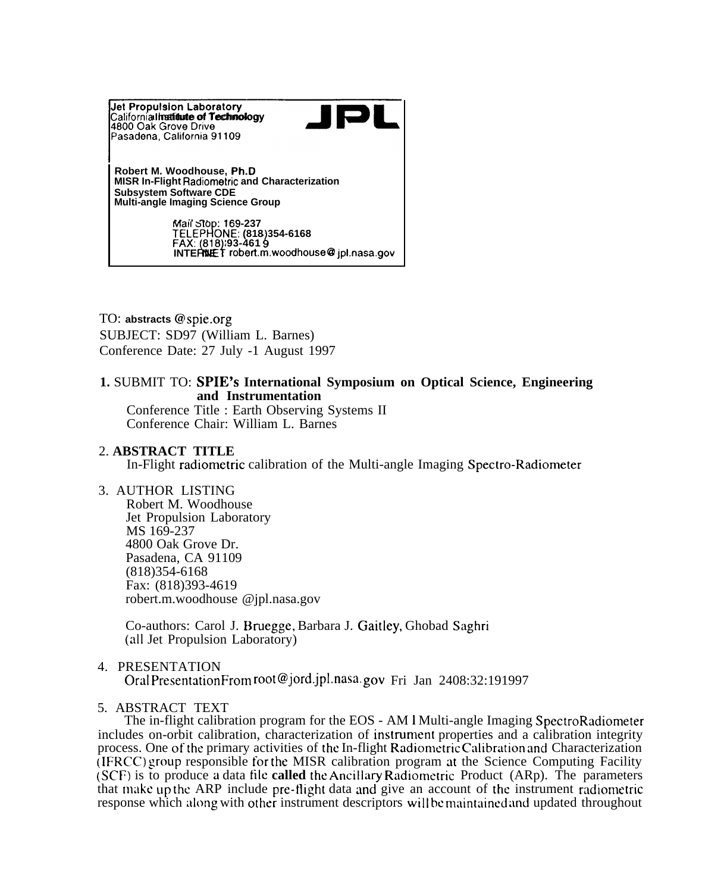Jet Propulsion Laboratory
California Institute of Technology
4800 Oak Grove Drive
Pasadena, California 91109

**JPL**

**Robert M. Woodhouse, Ph.D**
**MISR In-Flight Radiometric and Characterization**
**Subsystem Software CDE**
**Multi-angle Imaging Science Group**

Mail Stop: 169-237
TELEPHONE: (818)354-6168
FAX: (818)393-4619
INTERNET robert.m.woodhouse@jpl.nasa.gov

TO: abstracts @spie.org
SUBJECT: SD97 (William L. Barnes)
Conference Date: 27 July -1 August 1997

**1.** SUBMIT TO: **SPIE's International Symposium on Optical Science, Engineering and Instrumentation**

Conference Title : Earth Observing Systems II
Conference Chair: William L. Barnes

2. **ABSTRACT TITLE**

In-Flight radiometric calibration of the Multi-angle Imaging Spectro-Radiometer

3. AUTHOR LISTING

Robert M. Woodhouse
Jet Propulsion Laboratory
MS 169-237
4800 Oak Grove Dr.
Pasadena, CA 91109
(818)354-6168
Fax: (818)393-4619
robert.m.woodhouse @jpl.nasa.gov

Co-authors: Carol J. Bruegge, Barbara J. Gaitley, Ghobad Saghri
(all Jet Propulsion Laboratory)

4. PRESENTATION

Oral Presentation From root@jord.jpl.nasa.gov Fri Jan 24 08:32:19 1997

5. ABSTRACT TEXT

The in-flight calibration program for the EOS - AM 1 Multi-angle Imaging SpectroRadiometer includes on-orbit calibration, characterization of instrument properties and a calibration integrity process. One of the primary activities of the In-flight Radiometric Calibration and Characterization (IFRCC) group responsible for the MISR calibration program at the Science Computing Facility (SCF) is to produce a data file **called** the Ancillary Radiometric Product (ARp). The parameters that make up the ARP include pre-flight data and give an account of the instrument radiometric response which along with other instrument descriptors will be maintained and updated throughout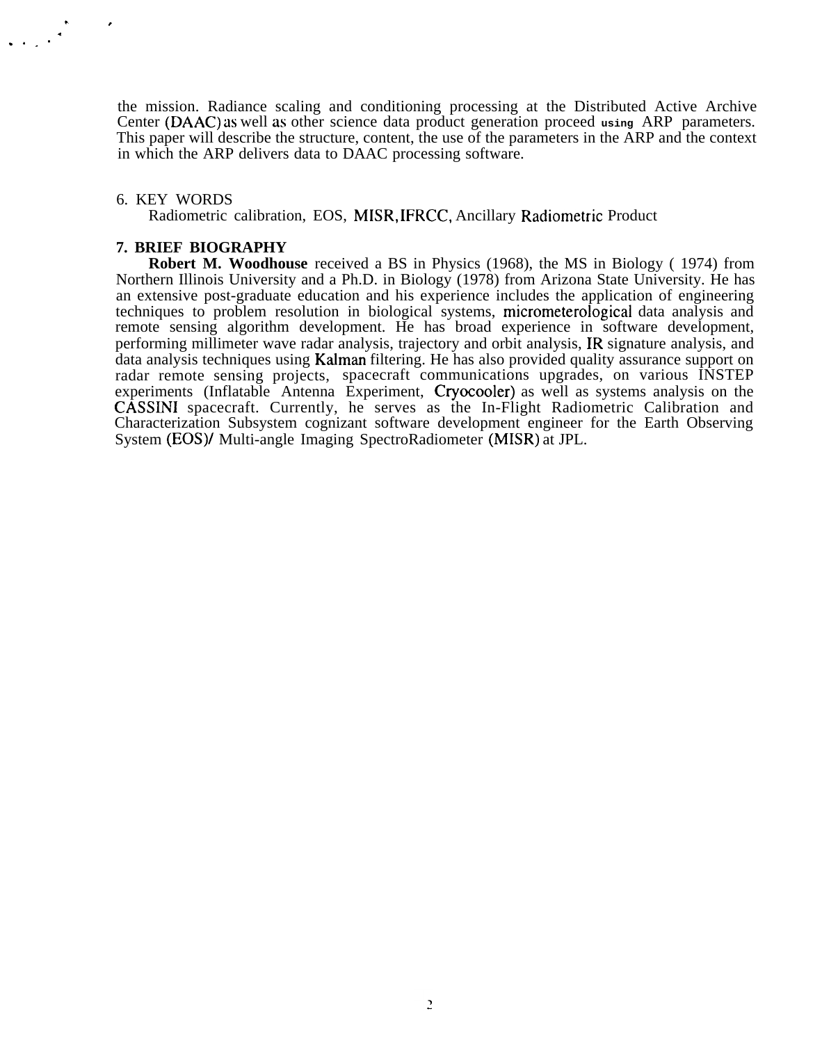the mission. Radiance scaling and conditioning processing at the Distributed Active Archive Center (DAAC) as well as other science data product generation proceed using ARP parameters. This paper will describe the structure, content, the use of the parameters in the ARP and the context in which the ARP delivers data to DAAC processing software.

6. KEY WORDS

Radiometric calibration, EOS, MISR, IFRCC, Ancillary Radiometric Product

## 7. BRIEF BIOGRAPHY

**Robert M. Woodhouse** received a BS in Physics (1968), the MS in Biology ( 1974) from Northern Illinois University and a Ph.D. in Biology (1978) from Arizona State University. He has an extensive post-graduate education and his experience includes the application of engineering techniques to problem resolution in biological systems, micrometerological data analysis and remote sensing algorithm development. He has broad experience in software development, performing millimeter wave radar analysis, trajectory and orbit analysis, IR signature analysis, and data analysis techniques using Kalman filtering. He has also provided quality assurance support on radar remote sensing projects, spacecraft communications upgrades, on various INSTEP experiments (Inflatable Antenna Experiment, Cryocooler) as well as systems analysis on the CASSINI spacecraft. Currently, he serves as the In-Flight Radiometric Calibration and Characterization Subsystem cognizant software development engineer for the Earth Observing System (EOS)/ Multi-angle Imaging SpectroRadiometer (MISR) at JPL.